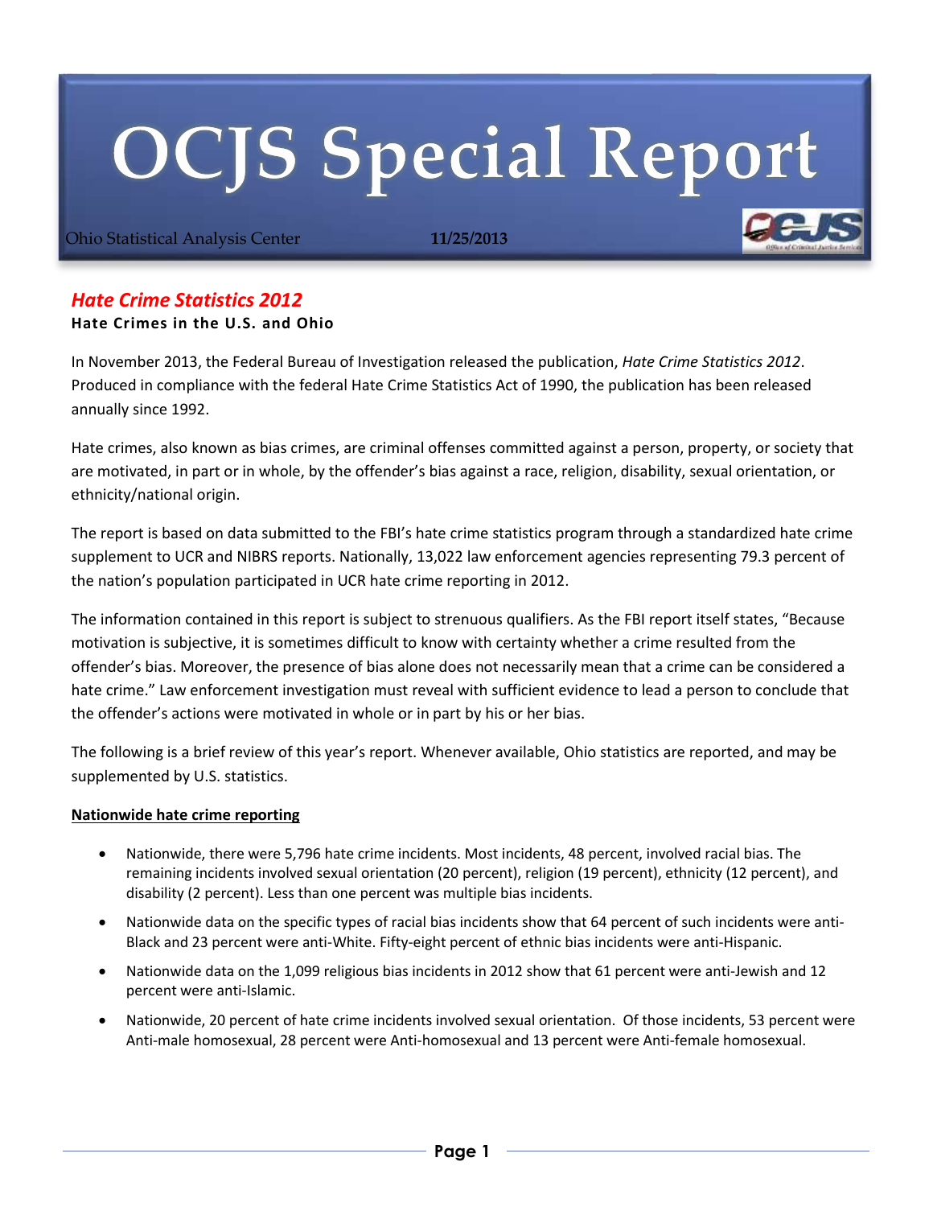# OCJS Special Report

Ohio Statistical Analysis Center **11/25/2013**

## *Hate Crime Statistics 2012*

**Hate Crimes in the U.S. and Ohio**

In November 2013, the Federal Bureau of Investigation released the publication, *Hate Crime Statistics 2012*. Produced in compliance with the federal Hate Crime Statistics Act of 1990, the publication has been released annually since 1992.

Hate crimes, also known as bias crimes, are criminal offenses committed against a person, property, or society that are motivated, in part or in whole, by the offender's bias against a race, religion, disability, sexual orientation, or ethnicity/national origin.

The report is based on data submitted to the FBI's hate crime statistics program through a standardized hate crime supplement to UCR and NIBRS reports. Nationally, 13,022 law enforcement agencies representing 79.3 percent of the nation's population participated in UCR hate crime reporting in 2012.

The information contained in this report is subject to strenuous qualifiers. As the FBI report itself states, "Because motivation is subjective, it is sometimes difficult to know with certainty whether a crime resulted from the offender's bias. Moreover, the presence of bias alone does not necessarily mean that a crime can be considered a hate crime." Law enforcement investigation must reveal with sufficient evidence to lead a person to conclude that the offender's actions were motivated in whole or in part by his or her bias.

The following is a brief review of this year's report. Whenever available, Ohio statistics are reported, and may be supplemented by U.S. statistics.

**Nationwide hate crime reporting**

- Nationwide, there were 5,796 hate crime incidents. Most incidents, 48 percent, involved racial bias. The remaining incidents involved sexual orientation (20 percent), religion (19 percent), ethnicity (12 percent), and disability (2 percent). Less than one percent was multiple bias incidents.
- Nationwide data on the specific types of racial bias incidents show that 64 percent of such incidents were anti-Black and 23 percent were anti-White. Fifty-eight percent of ethnic bias incidents were anti-Hispanic.
- Nationwide data on the 1,099 religious bias incidents in 2012 show that 61 percent were anti-Jewish and 12 percent were anti-Islamic.
- Nationwide, 20 percent of hate crime incidents involved sexual orientation. Of those incidents, 53 percent were Anti-male homosexual, 28 percent were Anti-homosexual and 13 percent were Anti-female homosexual.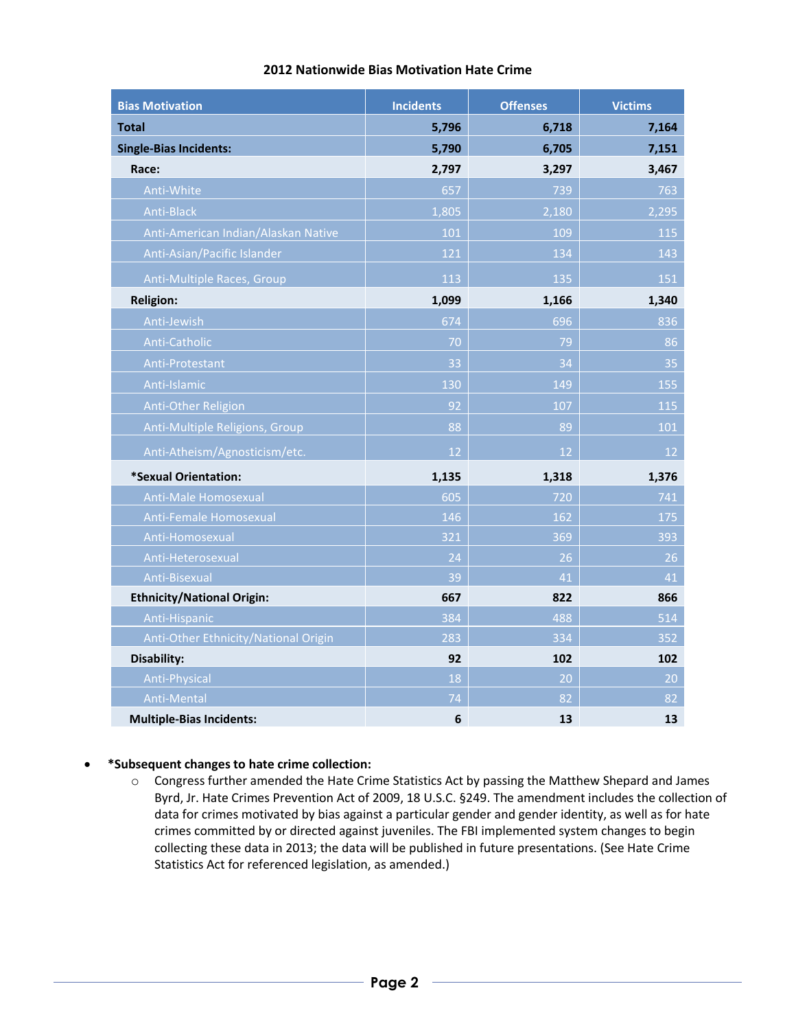## 2012 Nationwide Bias Motivation Hate Crime

| Bias Motivation | Incidents | Offenses | Victims |
|---|---|---|---|
| **Total** | **5,796** | **6,718** | **7,164** |
| **Single-Bias Incidents:** | **5,790** | **6,705** | **7,151** |
| **Race:** | **2,797** | **3,297** | **3,467** |
| Anti-White | 657 | 739 | 763 |
| Anti-Black | 1,805 | 2,180 | 2,295 |
| Anti-American Indian/Alaskan Native | 101 | 109 | 115 |
| Anti-Asian/Pacific Islander | 121 | 134 | 143 |
| Anti-Multiple Races, Group | 113 | 135 | 151 |
| **Religion:** | **1,099** | **1,166** | **1,340** |
| Anti-Jewish | 674 | 696 | 836 |
| Anti-Catholic | 70 | 79 | 86 |
| Anti-Protestant | 33 | 34 | 35 |
| Anti-Islamic | 130 | 149 | 155 |
| Anti-Other Religion | 92 | 107 | 115 |
| Anti-Multiple Religions, Group | 88 | 89 | 101 |
| Anti-Atheism/Agnosticism/etc. | 12 | 12 | 12 |
| ***Sexual Orientation:** | **1,135** | **1,318** | **1,376** |
| Anti-Male Homosexual | 605 | 720 | 741 |
| Anti-Female Homosexual | 146 | 162 | 175 |
| Anti-Homosexual | 321 | 369 | 393 |
| Anti-Heterosexual | 24 | 26 | 26 |
| Anti-Bisexual | 39 | 41 | 41 |
| **Ethnicity/National Origin:** | **667** | **822** | **866** |
| Anti-Hispanic | 384 | 488 | 514 |
| Anti-Other Ethnicity/National Origin | 283 | 334 | 352 |
| **Disability:** | **92** | **102** | **102** |
| Anti-Physical | 18 | 20 | 20 |
| Anti-Mental | 74 | 82 | 82 |
| **Multiple-Bias Incidents:** | **6** | **13** | **13** |

- ***Subsequent changes to hate crime collection:**
  - Congress further amended the Hate Crime Statistics Act by passing the Matthew Shepard and James Byrd, Jr. Hate Crimes Prevention Act of 2009, 18 U.S.C. §249. The amendment includes the collection of data for crimes motivated by bias against a particular gender and gender identity, as well as for hate crimes committed by or directed against juveniles. The FBI implemented system changes to begin collecting these data in 2013; the data will be published in future presentations. (See Hate Crime Statistics Act for referenced legislation, as amended.)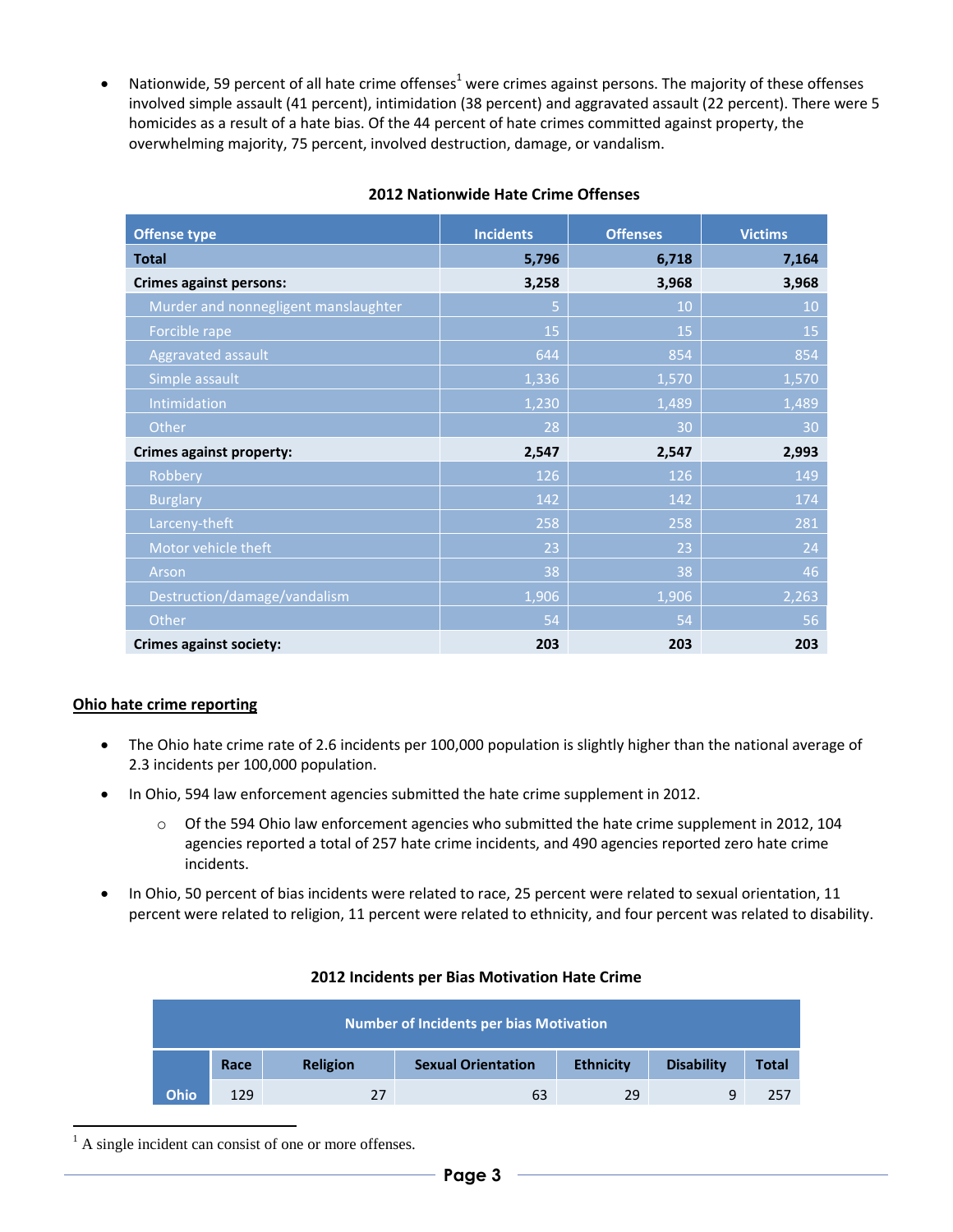- Nationwide, 59 percent of all hate crime offenses[1] were crimes against persons. The majority of these offenses involved simple assault (41 percent), intimidation (38 percent) and aggravated assault (22 percent). There were 5 homicides as a result of a hate bias. Of the 44 percent of hate crimes committed against property, the overwhelming majority, 75 percent, involved destruction, damage, or vandalism.

**2012 Nationwide Hate Crime Offenses**

| Offense type | Incidents | Offenses | Victims |
|---|---|---|---|
| **Total** | **5,796** | **6,718** | **7,164** |
| **Crimes against persons:** | **3,258** | **3,968** | **3,968** |
| Murder and nonnegligent manslaughter | 5 | 10 | 10 |
| Forcible rape | 15 | 15 | 15 |
| Aggravated assault | 644 | 854 | 854 |
| Simple assault | 1,336 | 1,570 | 1,570 |
| Intimidation | 1,230 | 1,489 | 1,489 |
| Other | 28 | 30 | 30 |
| **Crimes against property:** | **2,547** | **2,547** | **2,993** |
| Robbery | 126 | 126 | 149 |
| Burglary | 142 | 142 | 174 |
| Larceny-theft | 258 | 258 | 281 |
| Motor vehicle theft | 23 | 23 | 24 |
| Arson | 38 | 38 | 46 |
| Destruction/damage/vandalism | 1,906 | 1,906 | 2,263 |
| Other | 54 | 54 | 56 |
| **Crimes against society:** | **203** | **203** | **203** |

**Ohio hate crime reporting**

- The Ohio hate crime rate of 2.6 incidents per 100,000 population is slightly higher than the national average of 2.3 incidents per 100,000 population.
- In Ohio, 594 law enforcement agencies submitted the hate crime supplement in 2012.
  - Of the 594 Ohio law enforcement agencies who submitted the hate crime supplement in 2012, 104 agencies reported a total of 257 hate crime incidents, and 490 agencies reported zero hate crime incidents.
- In Ohio, 50 percent of bias incidents were related to race, 25 percent were related to sexual orientation, 11 percent were related to religion, 11 percent were related to ethnicity, and four percent was related to disability.

**2012 Incidents per Bias Motivation Hate Crime**

| Number of Incidents per bias Motivation | | | | | | |
|---|---|---|---|---|---|---|
| | Race | Religion | Sexual Orientation | Ethnicity | Disability | Total |
| Ohio | 129 | 27 | 63 | 29 | 9 | 257 |

[1] A single incident can consist of one or more offenses.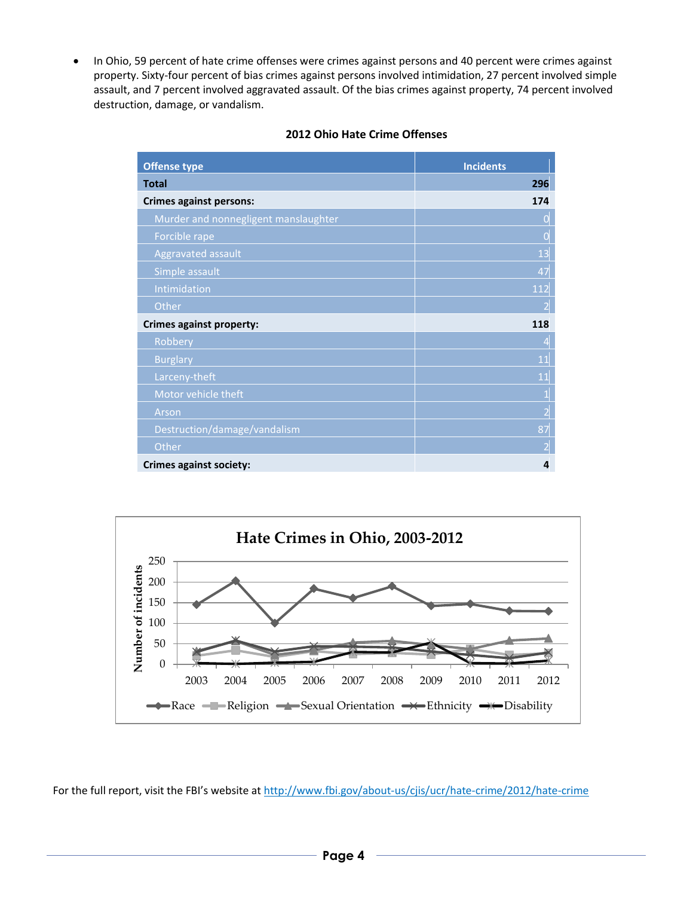- In Ohio, 59 percent of hate crime offenses were crimes against persons and 40 percent were crimes against property. Sixty-four percent of bias crimes against persons involved intimidation, 27 percent involved simple assault, and 7 percent involved aggravated assault. Of the bias crimes against property, 74 percent involved destruction, damage, or vandalism.

**2012 Ohio Hate Crime Offenses**

| Offense type | Incidents |
|---|---|
| **Total** | **296** |
| **Crimes against persons:** | **174** |
| Murder and nonnegligent manslaughter | 0 |
| Forcible rape | 0 |
| Aggravated assault | 13 |
| Simple assault | 47 |
| Intimidation | 112 |
| Other | 2 |
| **Crimes against property:** | **118** |
| Robbery | 4 |
| Burglary | 11 |
| Larceny-theft | 11 |
| Motor vehicle theft | 1 |
| Arson | 2 |
| Destruction/damage/vandalism | 87 |
| Other | 2 |
| **Crimes against society:** | **4** |

Hate Crimes in Ohio, 2003-2012

Number of incidents

0
50
100
150
200
250

2003 2004 2005 2006 2007 2008 2009 2010 2011 2012

Race Religion Sexual Orientation Ethnicity Disability

For the full report, visit the FBI's website at http://www.fbi.gov/about-us/cjis/ucr/hate-crime/2012/hate-crime